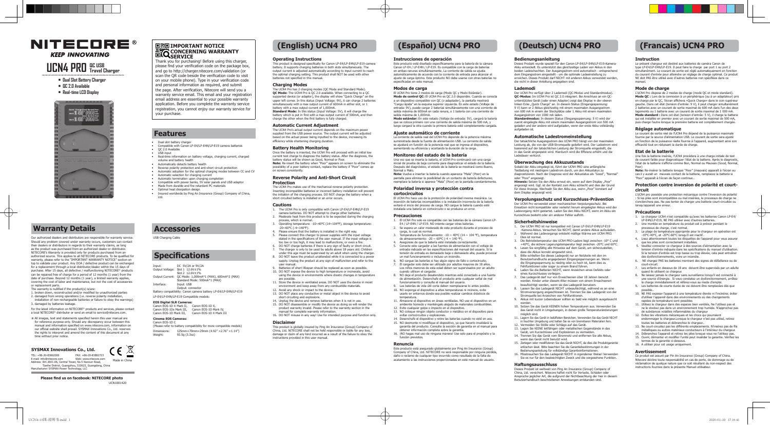# NITECORE®

**KEEP INNOVATING**

## UCN4 PRO QC USB Travel Charger

- Dual Slot Battery Charger
- QC 2.0 Available
- Real-time LCD Display

## Warranty Details

Our authorized dealers and distributors are responsible for warranty service. Should any problem covered under warranty occurs, customers can contact their dealers or distributors in regards to their warranty claims, as long as the product was purchased from an authorized dealer or distributor. NITECORE's Warranty is provided only for products purchased from an authorized source. This applies to all NITECORE products. To be qualified for warranty, please refer to the "IMPORTANT WARRANTY NOTICE" section on top to validate your product. Any DOA / defective product can be exchanged for a replacement through a local distributor/dealer within the 15 days of purchase. After 15 days, all defective / malfunctioning NITECORE® products can be repaired free of charge for a period of 12 months (1 year) from the date of purchase. Beyond 12 months (1 year), a limited warranty applies, covering the cost of labor and maintenance, but not the cost of accessories or replacement parts.

The warranty is nullified if the product(s) is/are:

1. broken down, reconstructed and/or modified by unauthorized parties
2. damaged from wrong operations (i.e. reverse polarity installation, installation of non-rechargeable batteries or failure to obey the warnings)
3. damaged by batteries leakage.

For the latest information on NITECORE® products and services, please contact a local NITECORE® distributor or send an email to service@nitecore.com.

※ All images, text and statements specified herein this user manual are for reference purpose only. Should any discrepancy occur between this manual and information specified on www.nitecore.com, information on our official website shall prevail. SYSMAX Innovations Co., Ltd. reserves the rights to interpret and amend the content of this document at any time without prior notice.

**SYSMAX Innovations Co., Ltd.**

TEL: +86-20-83862000 FAX: +86-20-83882723
E-mail: info@nitecore.com Web: www.nitecore.com
Address: Rm 2601-06, Central Tower, No.5 Xiancun Road, Tianhe District, Guangzhou, 510623, Guangdong, China
Manufacturer: SYSMAX Power Technology, LLC

Made in China

**Please find us on facebook: NITECORE photo**

UCN1001420

## IMPORTANT NOTICE CONCERNING WARRANTY SERVICE

Thank you for purchasing! Before using this charger, please find your verification code on the package box, and go to http://charger.nitecore.com/validation (or scan the QR code beside the verification code to visit on your mobile phone). Type in your verification code and personal information as required, and submit the page. After verification, Nitecore will send you a warranty service email. This email and your registration email address are essential to your possible warranty application. Before you complete the warranty service registration, you cannot enjoy our warranty service for your purchase.

## Features

- Dual slot battery charger
- Compatible with Canon LP-E4/LP-E4N/LP-E19 camera batteries
- QC 2.0 Available
- USB input
- Real-time information on battery voltage, charging current, charged volume and battery health
- Automatically detects battery health
- Reverse polarity protection and anti-short circuit protection
- Automatic adoption for the optimal charging modes between CC and CV
- Automatic selection for charging current
- Automatic termination upon charging completion
- Compatible with power banks, 5V solar panels and USB adaptor
- Made from durable and fire retardant PC materials
- Optimal heat dissipation design
- Insured worldwide by Ping An Insurance (Group) Company of China, Ltd.

## Accessories

USB Charging Cable

## Specifications

Input: DC 5V/2A or 9V/2A
Output Voltage: Slot 1 12.6V±1%
Slot 2 12.6V±1%
Output Current: QC Mode: 1,000mA*1 (MAX), 600mA*2 (MAX)
Standard Mode: 500mA*1 (MAX)
Interface: Input: USB
Output: connector
Battery compatibility: Canon camera battery LP-E4/LP-E4N/LP-E19

LP-E4/LP-E4N/LP-E19 Compatible models:

**EOS Digital SLR Cameras:**

| | |
|---|---|
| Canon EOS-1D X Mark II, | Canon EOS-1D X, |
| Canon EOS-1Ds Mark III, | Canon EOS-1D Mark IV, |
| Canon EOS-1D Mark III, | Canon EOS-1D X Mark III |

**Cinema EOS Cameras:**

Canon EOS-1D C
(Please refer to battery compatibility for more compatible models)

Dimensions: 125mm×70mm×29mm (4.92" ×2.76" ×1.14")
Weight: 93.5g (3.3oz)

# (English) UCN4 PRO

### Operating Instructions

This product is designed specifically for Canon LP-E4/LP-E4N/LP-E19 camera battery. It supports charging batteries in both slots simultaneously. The output current is adjusted automatically according to input current to reach the optimal charging setting. This product shall NOT be used with other batteries not specified in this manual.

### Charging Modes

The UCN4 Pro has 2 charging modes (QC Mode and Standard Mode).
**QC Mode:** The UCN4 Pro is QC 2.0 available. When connecting to a QC supported device (or adaptor), the display will show "Quick Charge" on the upper left corner. In this status (Input Voltage: 9V), it can charge 2 batteries simultaneously with a max output current of 600mA in either slot, or 1 battery with a max output current of 1,000mA.
**Standard Mode:** In this status (Input Voltage: 5V), it will charge the battery which is put in first with a max output current of 500mA, and then charge the other when the first battery is fully charged.

### Automatic Current Adjustment

The UCN4 Pro's actual output current depends on the maximum power supplied from the USB power source. The output current will be adjusted based on the actual power being inputted to the device, increasing its efficiency while shortening charging duration.

### Battery Health Monitoring

Once the battery is inserted, the UCN4 Pro will proceed with an initial low current test charge to diagnose the battery status. After the diagnosis, the battery status will be shown as Good, Normal or Poor.
**Note:** Re-insert the battery when "Poor" appears on screen to eliminate the possibility of a poor battery contact, replace the battery if "Poor" comes up on screen consistently.

### Reverse Polarity and Anti-Short Circuit Protection

The UCN4 Pro makes use of the mechanical reverse polarity protection. Inserting incompatible batteries or incorrect battery installation will prevent the initiation of the charging process. DO NOT charge the battery when a short circuited battery is installed or an error occurs.

### Cautions

1. The UCN4 Pro is only compatible with Canon LP-E4/LP-E4N/LP-E19 camera batteries. DO NOT attempt to charge other batteries.
2. Moderate heat from this product is to be expected during the charging process, which is normal.
3. Operating temperature: -10~40°C (14~104°F), storage temperature: -20~60°C (-4~140°F).
4. Please ensure that the battery is installed in the right way.
5. Please connect this charger to power supplies with the input voltage stated in the specifications of the user manual. If the input voltage is too low or too high, it may lead to malfunctions, or even a fire.
6. DO NOT charge batteries if there is any sign of faulty or short circuit.
7. The charger is only to be used by adults above 18 years old. Children under this age must be supervised by an adult when using the charger.
8. DO NOT leave the product unattended while it is connected to a power supply. Unplug the product at any sign of malfunction and refer to the user manual.
9. Batteries of short lifespan should be replaced as soon as possible.
10. DO NOT expose the device to high temperature or incinerate, avoid using the device in environments where drastic changes in temperature are possible.
11. Store the device in ventilated areas. DO NOT uses the device in moist environment and keep away from any combustible materials.
12. Avoid any shock or impact to the device.
13. DO NOT place any conductive or metal object in the device to avoid short circuiting and explosions.
14. Unplug the device and remove batteries when it is not in use.
15. DO NOT disassemble or modify the device as doing so will render the product warranty invalid. Please refer to the warranty section in the manual for complete warranty information.
16. DO NOT misuse in any way! Use for intended purpose and function only.

### Disclaimer

This product is globally insured by Ping An Insurance (Group) Company of China, Ltd. NITECORE shall not be held responsible or liable for any loss, damage or claim of any kind incurred as a result of the failure to obey the instructions provided in this user manual.

# (Español) UCN4 PRO

### Instrucciones de operación

Este producto está diseñado específicamente para la batería de la cámara Canon LP-E4 / LP-E4N / LP-E19. Es compatible con la carga de baterías en ambas ranuras simultáneamente. La corriente de salida se ajusta automáticamente de acuerdo con la corriente de entrada para alcanzar el ajuste de carga óptimo. Este producto NO debe usarse con otras baterías no especificadas en este manual.

### Modos de carga

El UCN4 Pro tiene 2 modos de carga (Modo QC y Modo Estándar).
**Modo de control QC:** El UCN4 Pro es QC 2.0 disponible. Cuando se conecta a un dispositivo compatible con QC (o adaptador), la pantalla mostrará "Carga rápida" en la esquina superior izquierda. En este estado (Voltaje de entrada: 9V), puede cargar 2 baterías simultáneamente con una corriente de salida máxima de 600mA en cada ranura, o 1 batería con una corriente de salida máxima de 1,000mA.
**Modo estándar:** En este estado (Voltaje de entrada: 5V), cargará la batería que se coloca primero con una corriente de salida máxima de 500 mA, y luego cargará la otra cuando la primera batería esté completamente cargada.

### Ajuste automático de corriente

La corriente de salida real del UCN4 Pro depende de la potencia máxima suministrada desde la fuente de alimentación USB. La corriente de salida se ajustará en función de la potencia real que se ingrese al dispositivo, aumentando su eficiencia y acortando la duración de la carga.

### Monitoreo del estado de la batería

Una vez que se inserta la batería, el UCN4 Pro continuará con una carga inicial de prueba de baja corriente para diagnosticar el estado de la batería. Después del diagnóstico, el estado de la batería se mostrará como Bueno, Normal o Malo.
**Nota:** Vuelva a insertar la batería cuando aparezca "Mala" (Poor) en la pantalla para eliminar la posibilidad de un contacto de batería defectuoso, reemplace la batería si aparece "Mala" (Poor) en la pantalla constantemente.

### Polaridad inversa y protección contra cortocircuitos

El UCN4 Pro hace uso de la protección de polaridad inversa mecánica. La inserción de baterías incompatibles o la instalación incorrecta de la batería evitará el inicio del proceso de carga. NO cargue la batería cuando esté instalada una batería en cortocircuito o se produzca un error.

### Precauciones

1. El UCN4 Pro solo es compatible con las baterías de la cámara Canon LP-E4 / LP-E4N / LP-E19. NO intente cargar otras baterías.
2. Se espera un calor moderado de este producto durante el proceso de carga, lo cual es normal.
3. Temperatura de funcionamiento: -10 ~ 40ºC (14 ~ 104 ºF), temperatura de almacenamiento: -20 ~ 60ºC (-4 ~ 140 ºF).
4. Asegúrese de que la batería esté instalada correctamente.
5. Conecte este cargador a las fuentes de alimentación con el voltaje de entrada indicado en las especificaciones del manual del usuario. Si la tensión de entrada es demasiado baja o demasiado alta, puede provocar un mal funcionamiento o incluso un incendio.
6. NO cargue las baterías si hay algún signo de fallo o cortocircuito.
7. El cargador solo debe ser utilizado por adultos mayores de 18 años. Los niños menores de esta edad deben ser supervisados por un adulto cuando utilicen el cargador.
8. NO deje el producto desatendido mientras esté conectado a una fuente de alimentación. Desenchufe el producto ante cualquier señal de mal funcionamiento y consulte el manual del usuario.
9. Las baterías de vida útil corta deben reemplazarse lo antes posible.
10. NO exponga el dispositivo a altas temperaturas ni incinere, evite usarlo en entornos donde sea posible realizar cambios drásticos de temperatura.
11. Almacene el dispositivo en áreas ventiladas. NO use el dispositivo en un ambiente húmedo y manténgalo alejado de materiales combustibles.
12. Evite cualquier golpe o impacto en el dispositivo.
13. NO coloque ningún objeto conductor o metálico en el dispositivo para evitar cortocircuitos y explosiones.
14. Desenchufe el dispositivo y retire las baterías cuando no esté en uso.
15. NO desmonte ni modifique el dispositivo, ya que hacerlo invalidará la garantía del producto. Consulte la sección de garantía en el manual para obtener información completa sobre la garantía.
16. ¡NO haga mal uso de ninguna manera! Use solo para el propósito y la función previstos.

### Renuncia

Este producto está asegurado globalmente por Ping An Insurance (Group) Company of China, Ltd. NITECORE no será responsable por ninguna pérdida, daño o reclamo de cualquier tipo incurrido como resultado de la falta de acatamiento a las instrucciones proporcionadas en este manual de usuario.

# (Deutsch) UCN4 PRO

### Bedienungsanleitung

Dieses Produkt wurde speziell für den Canon LP-E4/LP-E4N/LP-E19-Kamera-Akku entwickelt. Es unterstützt das gleichzeitige Laden von Akkus in den beiden Ladeschächten. Der Ausgangsstrom wird automatisch - entsprechend dem Eingangsstrom eingestellt - um die optimale Ladeeinstellung zu erreichen. Dieses Produkt darf NICHT mit anderen Akkus verwendet werden, die nicht in dieser Anleitung angegeben sind.

### Lademodi

Der UCN4 Pro verfügt über 2 Lademodi (QC-Modus und Standardmodus).
**QC-Modus:** Im UCN4 Pro ist QC 2.0 integriert. Bei Anschluss an ein QC-unterstütztes Gerät (oder einen Adapter) zeigt das Display in der oberen linken Ecke „Quick Charge" an. In diesem Status (Eingangsspannung: 9 V) kann er 2 Akkus gleichzeitig mit einem maximalen Ausgangsstrom von 600 mA in einem der Steckplätze oder 1 Akku mit einem maximalen Ausgangsstrom von 1000 mA laden.
**Standardmodus:** In diesem Status (Eingangsspannung: 5 V) wird der zuerst eingelegte Akku mit einem maximalen Ausgangsstrom von 500 mA geladen und der andere wird aufgeladen, wenn der erste Akku vollständig aufgeladen ist.

### Automatische Ladestromeinstellung

Der tatsächliche Ausgangsstrom des UCN4 PRO hängt von der maximalen Leistung ab, die von der USB-Stromquelle geliefert wird. Der Ladestrom wird basierend auf der tatsächlichen Leistung der Stromquelle eingestellt, die in das Gerät eingespeist wird. Hierdurch wird die Effizienz erhöht und die Ladedauer verkürzt.

### Überwachung des Akkuzustands

Sobald der Akku eingelegt ist, führt der UCN4 PRO eine anfängliche Testladung mit niedrigem Ladestrom durch, um den Akkustatus zu diagnostizieren. Nach der Diagnose wird der Akkustatus als "Good", "Normal" oder "Poor" angezeigt.
**Hinweis:** Setzen Sie den Akku erneut ein, wenn auf dem Display „Poor" angezeigt wird. Ggf. ist der Kontakt zum Akku schlecht und dies der Grund für diese Anzeige. Wechseln Sie den Akku aus, wenn „Poor" konstant auf dem Display angezeigt wird.

### Verpolungsschutz und Kurzschluss-Prävention

Der UCN4 Pro verwendet einen mechanischen Verpolungsschutz. Bei Einsetzen nicht kompatibler oder verkehrt herum eingelegter Akkus wird der Ladevorgang nicht gestartet. Laden Sie den Akku NICHT, wenn im Akku ein Kurzschluss besteht oder ein anderer Fehler auftritt.

### Sicherheitshinweise

1. Der UCN4 PRO ist nur kompatibel mit Canon LP-E4/LP-E4N/LP-E19 -Kamera-Akkus. Versuchen Sie NICHT, damit andere Akkus aufzuladen.
2. Während des Ladevorgangs entsteht mäßige Wärme am UCN4 PRO. Dies ist normal.
3. Die Betriebstemperatur des UCN4 PRO-Laders liegt zwischen -10° C und +40°C, die sichere Lagerungstemperatur liegt zwischen -20°C und 60°C.
4. Lesen Sie sorgfältig alle Hinweise auf dem Gerät, um sicherzustellen, dass die Akkus korrekt eingesetzt sind.
5. Bitte schließen Sie dieses Ladegerät nur an Netzteile mit den im Benutzerhandbuch angegebenen Eingangsspannungen an. Wenn die Eingangsspannung zu niedrig oder zu hoch ist, kann dies zu Fehlfunktionen oder sogar zu einem Brand führen.
6. Laden Sie die Batterien NICHT, wenn Anzeichen eines Defekts oder eines Kurzschlusses vorliegen.
7. Das Ladegerät darf nur von Erwachsenen über 18 Jahren benutzt werden. Kinder unter diesem Alter müssen von einem Erwachsenen beaufsichtigt werden, wenn sie das Ladegerät benutzen.
8. Lassen Sie das Ladegerät NICHT unbeaufsichtigt, während es an eine Stromversorgung angeschlossen ist. Trennen Sie das Ladegerät von der Stromquelle bei Anzeichen von Fehlfunktionen.
9. Akkus mit kurzer Lebensdauer sollten so bald wie möglich ausgetauscht werden.
10. Setzen Sie das Gerät KEINEN hohen Temperaturen aus. Verwenden Sie das Gerät nicht in Umgebungen, in denen große Temperaturänderungen möglich sind.
11. Lagern Sie das Gerät in belüfteten Bereichen. Verwenden Sie das Gerät NICHT in feuchter Umgebung und halten Sie es von brennbaren Materialien fern.
12. Vermeiden Sie Stöße oder Schläge auf das Gerät.
13. Legen Sie KEINE leitfähigen oder metallischen Gegenstände in das Gerät, um Kurzschlüsse und Explosionen zu vermeiden.
14. Trennen Sie das Gerät vom Stromnetz und entfernen Sie alle Akkus, wenn das Gerät nicht benutzt wird.
15. Zerlegen oder modifizieren Sie das Gerät NICHT, da dies die Produktgarantie erlöschen lässt. Bitte beachten Sie die Garantiebestimmungen in der Bedienungsanleitung für vollständige Garantieinformationen.
16. Missbrauchen Sie das Ladegerät NICHT in irgendeiner Weise! Verwenden Sie es nur für den beabsichtigten Zweck und die vorgesehene Funktion.

### Haftungsausschluss

Dieses Produkt ist weltweit von Ping An Insurance (Group) Company of China, Ltd. versichert. Nitecore haftet nicht für Verluste, Schäden oder Ansprüche jeglicher Art, die aufgrund der Nichtbeachtung der hier in diesem Benutzerhandbuch beschriebenen Anweisungen entstanden sind.

# (Francais) UCN4 PRO

### Instruction

Le présent chargeur est destiné aux batteries de caméra Canon de type LP-E4/LP-E4N/LP-E19. Il peut faire la charge par port 1 ou port 2 simultanément. Le courant de sortie est réglé automatiquement en fonction du courant d'entrée pour atteindre un réglage de charge optimal. Ce produit NE doit PAS être utilisé avec d'autres batteries non spécifiées dans ce manuel.

### Mode de charge

L'UCN4 Pro dispose de 2 modes de charge (mode QC et mode standard).
**Mode QC :** Lors de la connexion à un périphérique (ou à un adaptateur) pris en charge par le QC, l'écran affichera «Quick Charge» à son coin supérieur gauche. Dans cet état (tension d'entrée: 9 V), il peut charger simultanément 2 batteries avec un courant de sortie maximal de 600 mA dans les deux logements ou 1 batterie avec un courant de sortie maximal de 1 000 mA.
**Mode standard :** Dans cet état (tension d'entrée: 5 V), il charge la batterie qui est installée en premier avec un courant de sortie max de 500 mA, puis charge l'autre lorsque la première batterie est complètement chargée.

### Réglage automatique

Le courant de sortie réel de l'UCN4 Pro dépend de la puissance maximale fournie par la source d'alimentation USB. Le courant de sortie sera ajusté en fonction de la puissance réelle fournie à l'appareil, augmentant ainsi son efficacité tout en réduisant la durée de charge.

### Etat de la batterie

Une fois la batterie insérée, l'UCN4 procédera à une charge initiale de test de courant faible pour diagnostiquer l'état de la batterie. Après le diagnostic, l'état de la batterie s'affiche comme Bon, Normal ou Mauvais (Good, Normal, Poor)
**Note:** Re-insérer la batterie lorsque "Poor" (mauvais) apparaît à l'écran au cas il y aurait un mauvais contact de la batterie, remplacez la batterie si "Poor" apparaît à l'écran de façon continue.

### Protection contre inversion de polarité et court-circuit

L'UCN4 pro possède une protection mécanique contre l'inversion de polarité : Si les piles sont incompatibles ou mal insérées, le processus de charge ne s'enclenchera pas. Ne pas tenter de charger une batterie court-circuitée ou lorsqu'apparaît une erreur.

### Précautions

1. Le chargeur UCN4 n'est compatible qu'avec les batteries Canon LP-E4/ LP-E4N/LP-E19. NE PAS utiliser avec d'autres batteries.
2. Une montée en température du produit est à prévoir pendant le processus de charge, c'est normal.
3. La plage de température appropriée pour le chargeur en opération est -10°C-40°C, et -20°C-60°C lorsqu'il est inactif.
4. Lisez attentivement toutes les étiquettes de l'appareil pour vous assurer que les piles sont correctement installées.
5. Veuillez connecter ce chargeur à des sources d'alimentation avec la tension d'entrée indiquée dans les spécifications du manuel d'utilisation. Si la tension d'entrée est trop basse ou trop élevée, cela peut entraîner des dysfonctionnements, voire un incendie.
6. NE chargez PAS les batteries montrant des signes de défaillance ou de court-circuit.
7. Les enfants en dessous de 18 ans doivent être supervisés par un adulte quand ils utilisent ce chargeur.
8. Ne laissez jamais le chargeur sans surveillance lorsqu'il est connecté à une source d'énergie. Si vous constatez un dysfonctionnement, arrêtez la charge immédiatement et référez-vous au mode d'emploi.
9. Les batteries de courte durée de vie doivent être remplacées dès que possible..
10. NE PAS exposer l'appareil à une température élevée ni l'incinérer, éviter d'utiliser l'appareil dans des environnements où des changements rapides de température sont possibles
11. Utilisez le chargeur dans des espaces bien ventilés, Ne l'utilisez pas et ne le stockez pas dans un environnement trop humide. N'approchez pas de substances volatiles inflammables du chargeur
12. Evitez les vibrations mécaniques et les chocs qui pourraient endommager le chargeur.Lorsque le chargeur n'est pas utilisé, retirez toutes les batteries et débranchez le chargeur..
13. Ne court-circuitez pas les différents emplacements. N'insérez pas de fils métalliques ou autres matériaux conducteurs à l'intérieur du chargeur
14. Débranchez l'appareil et retirez les piles lorsque vous ne l'utilisez pas.
15. Ouvrir, démonter et modifier l'unité peut invalider la garantie. Vérifiez les termes de la garantie ci-dessous.
16. A utiliser pour cet usage uniquement.

### Avertissement

Ce produit est assuré par Pin An Insurance (Group) Company of China. Nitecore décline toute responsabilité en cas de perte, de dommage ou de réclamation de quelque nature que ce soit résultant du non-respect des instructions fournies dans le présente Manuel utilisateur.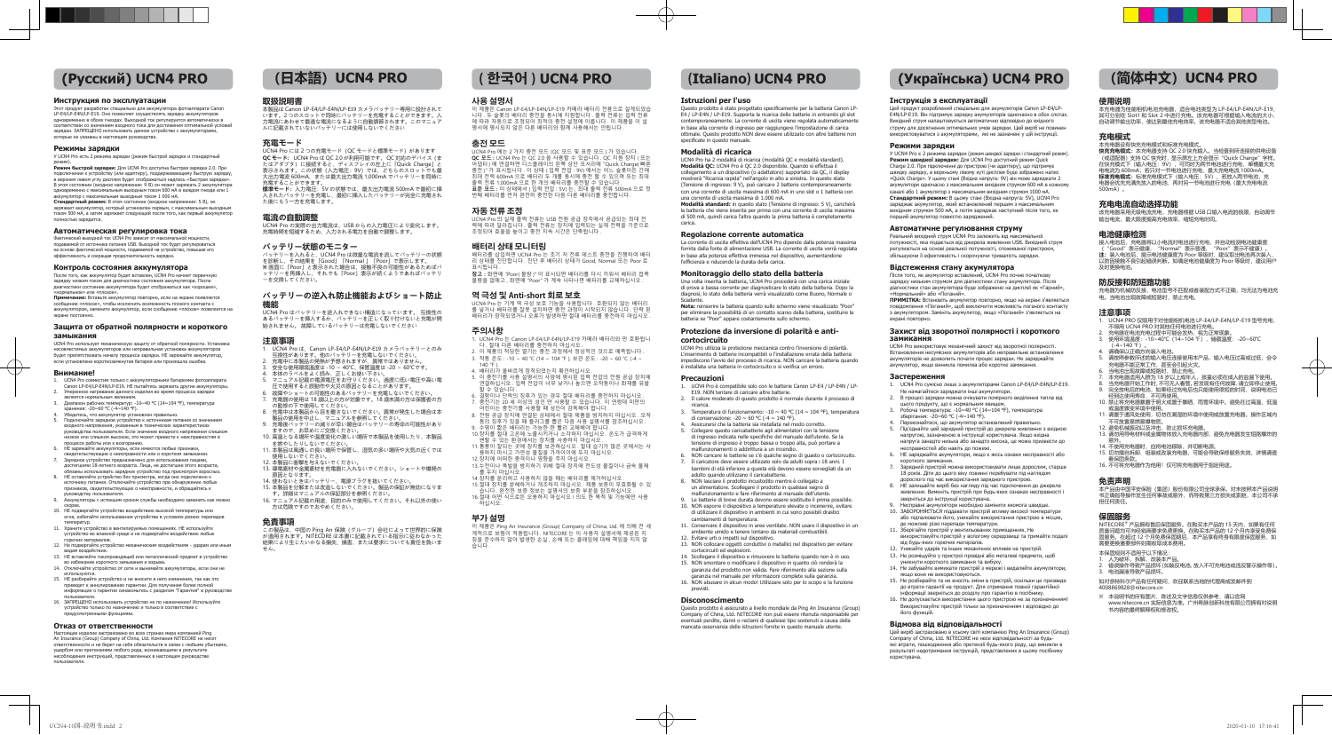# (Русский) UCN4 PRO

## Инструкция по эксплуатации

Этот продукт разработан специально для аккумуляторов фотоаппарата Canon LP-E4/LP-E4N/LP-E19. Оно позволяет осуществлять зарядку аккумуляторов одновременно в обоих гнездах. Выходной ток регулируется автоматически в соответствии со значением входного тока для достижения оптимальной условий зарядки. ЗАПРЕЩЕНО использовать данное устройство с аккумуляторами, которые не указаны в настоящем руководстве.

## Режимы зарядки

У UCN4 Pro есть 2 режима зарядки (режим быстрой зарядки и стандартный режим).

**Режим быстрой зарядки:** Для UCN4 Pro доступна быстрая зарядка 2.0. При подключении к устройству (или адаптеру), поддерживающему быструю зарядку, в верхнем левом углу дисплея будет отображаться надпись «Быстрая зарядка». В этом состоянии (входное напряжение: 9 В) он может заряжать 2 аккумулятора одновременно с максимальным выходным током 600 мА в каждом гнезде или 1 аккумулятор с максимальным выходным током 1 000 мА.

**Стандартный режим:** В этом состоянии (входное напряжение: 5 В), он заряжает аккумулятор, который установлен первым, с максимальным выходным током 500 мА, а затем заряжает следующий после того, как первый аккумулятор полностью заряжен.

## Автоматическая регулировка тока

Фактический выходной ток UCN4 Pro зависит от максимальной мощности, подаваемой от источника питания USB. Выходной ток будет регулироваться на основе фактической мощности, подаваемой на устройство, повышая его эффективность и сокращая продолжительность зарядки.

## Контроль состояния аккумулятора

После того, как аккумулятор будет вставлен, UCN4 Pro начнет первичную зарядку низким током для диагностики состояния аккумулятора. После диагностики состояние аккумулятора будет отображаться как «хорошее», «нормальное» или «плохое».

**Примечание:** Вставьте аккумулятор повторно, если на экране появляется сообщение «плохое», чтобы исключить возможность плохого контакта с аккумулятором, замените аккумулятор, если сообщение «плохое» появляется на экране постоянно.

## Защита от обратной полярности и короткого замыкания

UCN4 Pro использует механическую защиту от обратной полярности. Установка несовместимых аккумуляторов или неправильная установка аккумуляторов будет препятствовать началу процесса зарядки. НЕ заряжайте аккумулятор, если установлена короткозамкнутая батарея или произошла ошибка.

## Внимание!

1. UCN4 Pro совместим только с аккумуляторами батареями фотоаппарата Canon LP-E4/LP-E4N/LP-E19. НЕ пытайтесь заряжать другие аккумуляторы.
2. Умеренный нагрев данного изделия во время процесса зарядки является нормальным.
3. Диапазон рабочих температур: -10~40 °C (14~104 °F), температура хранения: -20~60 °C (-4~140 °F).
4. Убедитесь, что аккумулятор установлен правильно.
5. Подключайте зарядное устройство к источникам питания со значением входного напряжения, указанным в технических характеристиках руководства пользователя. Если значение входного напряжения слишком низкое или слишком высокое, это может привести к неисправностям в процессе работы или к возгоранию.
6. НЕ заряжайте аккумуляторы, если имеются любые признаки, свидетельствующие о неисправности или о коротком замыкании.
7. Зарядное устройство предназначено для использования лицами, достигшими 18-летнего возраста. Лица, не достигшие этого возраста, обязаны использовать зарядное устройство под присмотром взрослых.
8. НЕ оставляйте устройство без присмотра, когда оно подключено к источнику питания. Отключайте устройство при обнаружении любых признаков, свидетельствующих о неисправности, и обращайтесь к руководству пользователя.
9. Аккумуляторы с истекшим сроком службы необходимо заменить как можно скорее.
10. НЕ подвергайте устройство воздействию высокой температуры или огня, избегайте использования устройства в условиях резких перепадов температуры.
11. Храните устройство в вентилируемых помещениях. НЕ используйте устройство во влажной среде и не подвергайте воздействию любых горючих материалов.
12. Не подвергайте устройство механическим воздействиям - ударам или иным видам воздействия.
13. НЕ вставляйте токопроводящий или металлический предмет в устройство во избежание короткого замыкания и взрыва.
14. Отключайте устройство от сети и вынимайте аккумуляторы, если оно не используется.
15. НЕ разбирайте устройство и не вносите в него изменения, так как это приведет к аннулированию гарантии. Для получения более полной информации о гарантии ознакомьтесь с разделом "Гарантия" в руководстве пользователя.
16. ЗАПРЕЩЕНО использовать устройство не по назначению! Используйте устройство только по назначению и только в соответствии с предусмотренными функциями.

## Отказ от ответственности

Настоящее издание застраховано во всем странах мира компанией Ping An Insurance (Group) Company of China, Ltd. Компания NITECORE не несет ответственности и не берет на себя обязательств в связи с любыми убытками, ущербом или претензиями любого рода, возникающими в результате несоблюдения инструкций, представленных в настоящем руководстве пользователя.

# (日本語) UCN4 PRO

## 取扱説明書

本製品はCanon LP-E4/LP-E4N/LP-E19 カメラバッテリー専用に設計されています。2つのスロットで同時にバッテリーを充電することができます。入力電流にあわせて最適な電流になるように自動調整されます。このマニュアルに記載されていないバッテリーには使用しないでください。

## 充電モード

UCN4 Proには2つの充電モード（QC モードと標準モード）があります

**QC モード：** UCN4 Pro は QC 2.0 が利用可能です。QC 対応のデバイス（またはアダプター）に接続すると、ディスプレイの左上に [Quick Charge] と表示されます。この状態（入力電圧：9V）では、どちらのスロットでも最大出力電流 600mA、または最大出力電流 1,000mA でバッテリーを同時に充電することができます。

**標準モード：** 入力電圧：5V の状態では、最大出力電流 500mA で最初に挿入されたバッテリーを充電し、最初に挿入したバッテリーが完全に充電された後にもう一方を充電します。

## 電流の自動調整

UCN4 Pro の実際の出力電流は、USB からの入力電圧により変化します。充電時間を短縮するため、入力される電力を自動で調整します。

## バッテリー状態のモニター

バッテリーを入れると、UCN4 Pro は低量な電流を流してバッテリーの状態を診断し、その結果を [Good] [Normal] [Poor] で表示します。

※ 画面に [Poor] と表示された場合は、接触不良の可能性があるためバッテリーを再挿入し、それでも [Poor] 表示が続くようであればバッテリーを交換してください。

## バッテリーの逆入れ防止機能およびショート防止機能

UCN4 Pro はバッテリーを逆入れできない構造になっています。互換性のあるバッテリーを挿入するか、バッテリーを正しく取り付けないと充電が開始されません。故障しているバッテリーは充電しないでください。

## 注意事項

1. UCN4 Pro は、Canon LP-E4/LP-E4N/LP-E19 カメラバッテリーとのみ互換性があります。他のバッテリーを充電しないでください。
2. 充電中に本製品の発熱が予想されますが、異常ではありません。
3. 安全な使用環境温度は -10 ~ 40°C、保管温度は -20 ~ 60°C です。
4. 本体のラベルをよく読み、正しくお使い下さい。
5. マニュアル記載の電源電圧をお守りください。過度に低い電圧や高い電圧で使用すると誤動作や火災の原因となることがあります。
6. 故障やショートの可能性があるバッテリーを充電しないでください。
7. 本製品の使用は 18 歳以上の方が対象です。18 歳未満の方は保護者の方の監督の下で使用してください。
8. 充電中は本製品から目を離さないでください。異常が発生した場合は本製品の使用を中止し、マニュアルを参照してください。
9. 充電中にバッテリーの減りが早い場合はバッテリーの寿命の可能性がありますので、お早めにご交換ください。
10. 高温となる場所や温度変化の激しい場所で本製品を使用したり、本製品を燃やしたりしないでください。
11. 本製品は風通しの良い場所で保管し、湿気の多い場所や火気の近くでは使用しないでください。
12. 本製品に衝撃を与えないでください。
13. 導電素材や金属素材を充電器に入れないでください。ショートや爆発の原因となります。
14. 使わないときはバッテリー、電源プラグを抜いてください。
15. 本製品を分解または改造しないでください。製品の保証が無効になります。詳細はマニュアルの保証部分を参照してください。
16. マニュアル記載の用途、目的のみで使用してください。それ以外の使い方は危険ですのでおやめください。

## 免責事項

この製品は、中国の Ping An 保険（グループ）会社によって世界的に保険が適用されます。NITECORE は本書に記載されている指示に従わなかった結果によって生じたいかなる損失、損害、または要求についても責任を負いません。

# (한국어) UCN4 PRO

## 사용 설명서

이 제품은 Canon LP-E4/LP-E4N/LP-E19 카메라 배터리 전용으로 설계되었습니다. 두 슬롯의 배터리 충전을 동시에 지원합니다. 출력 전류는 입력 전류에 따라 자동으로 조정되어 최적의 충전 성능에 이릅니다. 이 제품을 이 설명서에 명시되지 않은 다른 배터리와 함께 사용해서는 안됩니다.

## 충전 모드

UCN4 Pro 에는 2 가지 충전 모드 (QC 모드 및 표준 모드) 가 있습니다.

**QC 모드:** UCN4 Pro 는 QC 2.0 을 사용할 수 있습니다. QC 지원 장치 (또는 어댑터) 에 연결하면 디스플레이의 왼쪽 상단 모서리에 "Quick Charge(빠른 충전)" 가 표시됩니다. 이 상태 (입력 전압: 9V) 에서는 어느 슬롯이든 각각 최대 전류 600mA 으로 배터리 두 개를 동시에 충전할 수 있으며 하나의 배터리는 최대 전류 1,000mA 으로 충전할 수 있습니다.

**표준 모드:** 이 상태에서 (입력 전압: 5V) 는, 최대 출력 전류 500mA 으로 첫 번째 배터리를 먼저 완전히 충전한 다음 다른 배터리를 충전합니다.

## 자동 전류 조정

UCN4 Pro 의 실제 출력 전류는 USB 전원 공급 장치에서 공급되는 최대 전력에 따라 달라집니다. 출력 전류는 장치에 전달되는 실제 전력에 따라 조정되어 효율을 높이고 충전 지속 시간은 단축됩니다.

## 배터리 상태 모니터링

배터리를 삽입하면 UCN4 Pro 는 초기 저 전류 테스트 충전을 진행하여 배터리 상태를 진단합니다. 진단 후 배터리 상태가 Good, Normal 또는 Poor 로 표시됩니다.

**참고:** 화면에 "Poor( 불량 )" 가 표시되면 배터리를 다시 장착해 배터리 접촉 불량을 없애고, 화면에 "Poor" 가 계속 나타나면 배터리를 교체하십시오.

## 역 극성 및 Anti-short 회로 보호

UCN4 Pro 는 기계 역 극성 보호 기능을 사용합니다. 호환되지 않는 배터리를 설치하거나 배터리를 잘못 설치하면 충전 과정이 시작되지 않습니다. 단락 된 배터리가 장착되었거나 오류가 발생하면 절대 배터리를 충전하지 마십시오.

## 주의사항

1. UCN4 Pro 는 Canon LP-E4/LP-E4N/LP-E19 카메라 배터리와 만 호환됩니다. 절대 다른 배터리를 충전하지 마십시오.
2. 이 제품의 적당한 열기는 충전 과정에서 정상적인 것으로 예측됩니다.
3. 작동 온도: -10 ~ 40°C (14 ~ 104°F) 보관 온도: -20 ~ 60°C (-4 ~ 140°F).
4. 배터리가 올바르게 장착되었는지 확인하십시오.
5. 이 충전기를 사용 설명서의 사양에 명시된 입력 전압의 전원 공급 장치에 연결하십시오. 입력 전압이 너무 낮거나 높으면 오작동이나 화재를 일으킬 수 있습니다.
6. 결함이나 단락의 징후가 있는 경우 절대 배터리를 충전하지 마십시오.
7. 충전기는 18 세 이상의 성인 만 사용할 수 있습니다. 미성년자는 성인의 감독하에 충전기를 사용해야 합니다.
8. 전원 공급 장치에 연결된 상태에서 절대 제품을 방치하지 마십시오. 오작동이 있을 경우 즉시 제품 전원을 끄고 사용 설명서를 참조하십시오.
9. 수명이 끝난 배터리는 가능한 한 빨리 교체해야 합니다.
10. 장치를 절대 고온에 노출시키거나 소각하지 마십시오. 온도가 급격하게 변할 수 있는 환경에서는 장치를 사용하지 마십시오.
11. 통풍이 잘되는 곳에 장치를 보관하십시오. 절대 습기가 많은 곳에서나 인화성 물질 주변에서 장치를 사용하지 마십시오.
12. 장치에 어떠한 충격도 가하지 마십시오.
13. 단락이나 폭발을 방지하기 위해 절대 장치에 전도성 물질이나 금속 물체를 두지 마십시오.
14. 장치를 분리하고 사용하지 않을 때는 배터리를 제거하십시오.
15. 절대 장치를 분해하거나 개조하지 마십시오. 제품 보증이 무효화됩니다. 자세한 보증 정보는 설명서 보증 섹션을 참조하십시오.
16. 절대 이 장치를 의도된 목적 이외의 방식으로 사용하지 마십시오.

## 부인 설명

이 제품은 Ping An Insurance (Group) Company of China, Ltd. 에 의해 전 세계적으로 보험이 적용됩니다. NITECORE 는 이 사용자 설명서에 제공된 지침을 준수하지 않아 발생한 손실, 손해 또는 클레임에 대해 책임을 지지 않습니다.

# (Italiano) UCN4 PRO

## Istruzioni per l'uso

Questo prodotto è stato progettato specificamente per le batterie Canon LP-E4 / LP-E4N / LP-E19. Supporta la ricarica delle batterie in entrambi gli slot contemporaneamente. La corrente di uscita viene regolata automaticamente in base alla corrente di ingresso per raggiungere l'impostazione di carica ottimale. Questo prodotto NON deve essere utilizzato con altre batterie non specificate in questo manuale.

## Modalità di ricarica

UCN4 Pro ha 2 modalità di ricarica (modalità QC e modalità standard).

**Modalità QC:** UCN4 Pro è QC 2.0 disponibile. Quando si effettua il collegamento a un dispositivo (o adattatore) supportato da QC, il display mostrerà "Ricarica rapida" nell'angolo in alto a sinistra. In questo stato (Tensione di ingresso: 9 V), può caricare 2 batterie contemporaneamente con una corrente di uscita massima di 600 mA in uno slot o 1 batteria con una corrente di uscita massima di 1.000 mA.

**Modalità standard:** in questo stato (Tensione di ingresso: 5 V), caricherà la batteria che viene inserita per prima con una corrente di uscita massima di 500 mA, quindi carica l'altra quando la prima batteria è completamente carica.

## Regolazione corrente automatica

La corrente di uscita effettiva dell'UCN4 Pro dipende dalla potenza massima fornita dalla fonte di alimentazione USB. La corrente di uscita verrà regolata in base alla potenza effettiva fornita al dispositivo, aumentandone l'efficienza e riducendo la durata della carica.

## Monitoraggio dello stato della batteria

Una volta inserita la batteria, UCN4 Pro procederà con una carica iniziale di prova a bassa corrente per diagnosticare lo stato della batteria. Dopo la diagnosi, lo stato della batteria verrà visualizzato come Buono, Normale o Scadente.

**Nota:** reinserire la batteria quando sullo schermo viene visualizzato "Poor" per eliminare la possibilità di un contatto scarso della batteria, sostituire la batteria se "Poor" appare costantemente sullo schermo.

## Protezione da inversione di polarità e anti-cortocircuito

UCN4 Pro utilizza la protezione meccanica contro l'inversione di polarità. L'inserimento di batterie incompatibili o l'installazione errata della batteria impediscono l'avvio del processo di ricarica. NON caricare la batteria quando è installata una batteria in cortocircuito o si verifica un errore.

## Precauzioni

1. UCN4 Pro è compatibile solo con le batterie Canon LP-E4 / LP-E4N / LP-E19. NON tentare di caricare altre batterie.
2. Il calore moderato di questo prodotto è normale durante il processo di ricarica.
3. Temperatura di funzionamento: -10 ~ 40 °C (14 ~ 104 °F), temperatura di conservazione: -20 ~ 60 °C (-4 ~ 140 °F).
4. Assicurarsi che la batteria sia installata nel modo corretto.
5. Collegare questo caricabatterie agli alimentatori con la tensione di ingresso indicata nelle specifiche del manuale dell'utente. Se la tensione di ingresso è troppo bassa o troppo alta, può causare malfunzionamenti o addirittura un incendio.
6. NON caricare le batterie se c'è qualche segno di guasto o cortocircuito.
7. Il caricatore deve essere utilizzato solo da adulti sopra i 18 anni. I bambini di età inferiore a questa età devono essere sorvegliati da un adulto quando utilizzano il caricabatterie.
8. NON lasciare il prodotto incustodito mentre è collegato a un alimentatore. Scollegare il prodotto in qualsiasi segno di malfunzionamento e fare riferimento al manuale dell'utente.
9. Le batterie di breve durata devono essere sostituite il prima possibile.
10. NON esporre il dispositivo a temperature elevate o incenerire, evitare di utilizzare il dispositivo in ambienti in cui sono possibili drastici cambiamenti di temperatura.
11. Conservare il dispositivo in aree ventilate. NON usare il dispositivo in un ambiente umido e tenere lontano da materiali combustibili.
12. Evitare urti o impatti sul dispositivo.
13. NON collocare oggetti conduttivi o metallici nel dispositivo per evitare cortocircuiti ed esplosioni.
14. Scollegare il dispositivo e rimuovere le batterie quando non è in uso.
15. NON smontare o modificare il dispositivo in quanto ciò renderà la garanzia del prodotto non valida. Fare riferimento alla sezione sulla garanzia del manuale per informazioni complete sulla garanzia.
16. NON abusare in alcun modo! Utilizzarlo solo per lo scopo e le funzioni previsti.

## Disconoscimento

Questo prodotto è assicurato a livello mondiale da Ping An Insurance (Group) Company of China, Ltd. NITECORE non può essere ritenuta responsabile per eventuali perdite, danni o richieste di qualsiasi tipo sostenuti a causa della mancata osservanza delle istruzioni fornite in questo manuale utente.

# (Українська) UCN4 PRO

## Інструкція з експлуатації

Цей продукт розроблений спеціально для акумуляторів Canon LP-E4/LP-E4N/LP-E19. Він підтримує зарядку акумуляторів одночасно в обох слотах. Вихідний струм налаштовується автоматично відповідно до вхідного струму для досягнення оптимальних умов зарядки. Цей виріб не повинен використовуватися з акумуляторами, які не зазначені у цій інструкції.

## Режими зарядки

У UCN4 Pro є 2 режими зарядки (режим швидкої зарядки і стандартний режим).

**Режим швидкої зарядки:** Для UCN4 Pro доступний режим Quick Charge 2.0. При підключенні до пристрою (чи адаптеру), що підтримує швидку зарядку, в верхньому лівому куті дисплея буде зображено напис «Quick Charge». У цьому стані (Вхідна напруга: 9V) він може заряджати 2 акумулятори одночасно з максимальним вихідним струмом 600 мА в кожному каналі або 1 акумулятор з максимальним вихідним струмом 1000 мА.

**Стандартний режим:** В цьому стані (Вхідна напруга: 5V), UCN4 Pro заряджає акумулятор, який встановлений першим з максимальним вихідним струмом 500 мА, а потім заряджає наступний після того, як перший акумулятор повністю заряджений.

## Автоматичне регулювання струму

Реальний вихідний струм UCN4 Pro залежить від максимальної потужності, яка подається від джерела живлення USB. Вихідний струм регулюється на основі реальної потужності, споживаної пристроєм, збільшуючи її ефективність і скорочуючи тривалість зарядки.

## Відстеження стану акумулятора

Після того, як акумулятор вставлений, UCN4 Pro почне початкову зарядку низьким струмом для діагностики стану акумулятора. Після діагностики стан акумулятора буде зображено на дисплеї як «Гарний», «Нормальний» або «Поганий».

**ПРИМІТКА:** Встановіть акумулятор повторно, якщо на екрані з'являється повідомлення «Поганий», щоб виключити можливість поганого контакту з акумулятором. Замініть акумулятор, якщо «Поганий» з'являється на екрані постійно.

## Захист від зворотної полярності і короткого замикання

UCN4 Pro використовує механічний захист від зворотної полярності. Встановлення несумісних акумуляторів або неправильне встановлення акумуляторів не дозволить почати процес зарядки. Не заряджайте акумулятор, якщо він короткозамкнутий або сталася помилка.

## Застереження

1. UCN4 Pro сумісний лише з акумуляторами Canon LP-E4/LP-E4N/LP-E19. Не намагайтеся заряджати інші акумулятори.
2. В процесі зарядки незначне нагрівання пристрою є нормальним явищем.
3. Робоча температура: -10~40 °C (14~104 °F), температура зберігання: -20~60 °C (-4~140 °F).
4. Переконайтеся, що акумулятор встановлений правильно.
5. Під'єднайте цей зарядний пристрій до джерела живлення з вхідною напругою, зазначеною в інструкції користувача. Якщо вхідна напруга є занадто низька або занадто висока, це може призвести до несправності або навіть до пожежі.
6. НЕ заряджайте акумулятори, якщо є якісь ознаки несправності або короткого замикання.
7. Зарядний пристрій повинні використовувати лише дорослі, старші 18 років. Діти до цього віку повинні перебувати під наглядом дорослого під час використання зарядного пристрою.
8. НЕ залишайте виріб без нагляду під час підключення до джерела живлення. Вимкніть пристрій при будь-яких ознаках несправності і зверніться до інструкції користувача.
9. Несправні акумулятори необхідно замінити якомога швидше.
10. ЗАБОРОНЯЄТЬСЯ піддавати пристрій впливу високої температури або підпалювати його, уникайте використання пристрою в місцях, де можливі різкі перепади температури.
11. Зберігайте пристрій у вентильованих приміщеннях. Не використовуйте пристрій у вологому середовищі та тримайте подалі від будь-яких горючих матеріалів.
12. Уникайте ударів та інших механічних впливів на пристрій.
13. Не розміщуйте у пристрої провідні або металеві предмети, щоб уникнути короткого замикання та вибуху.
14. Не забувайте вимикати пристрій з мережі і виймайте акумулятори, якщо вони не використовуються.
15. Не розбирайте та не вносьте зміни в пристрій, оскільки це призведе до втрати гарантії на продукт. Для отримання повної гарантійної інформації зверніться до розділу про гарантію в посібнику.
16. Не допускається використання цього пристрою не за призначенням! Використовуйте пристрій тільки за призначенням і відповідно до його функцій.

## Відмова від відповідальності

Цей виріб застрахований в усьому світі компанією Ping An Insurance (Group) Company of China, Ltd. NITECORE не несе відповідальності за будь-які втрати, пошкодження або претензії будь-якого роду, що виникли в результаті недотримання інструкцій, представлених в цьому посібнику користувача.

# (简体中文) UCN4 PRO

## 使用说明

本充电器为佳能相机电池专用，适合电池类型为 LP-E4/LP-E4N/LP-E19，其可分别在 Slot1 和 Slot 2 中进行充电。该充电器可根据输入电流的大小，自动调节输出功率，使达到最佳充电效果。该充电器不适合其他类型电池。

## 充电模式

本充电器设有快充充电模式和标准充电模式。

**快充充电模式：** 本充电器支持 QC2.0 快充输入，当检测到所连接的供电设备（或适配器）支持 QC 快充时，显示屏左上角会显示 "Quick Charge" 字样。在该充电模式下（输入电压：9V），可同时为两节电池进行充电，单槽最大充电电流为 600mA；若只对一节电池进行充电，最大充电电流 1000mA。

**标准充电模式：** 标准充电模式下（输入电压：5V），若放入两节电池，充电器会先对先放入的电池进行充电，再对另一节电池进行充电（最大充电电流 500mA）。

## 充电电流自动适配功能

该充电器采用无级电流充电，充电器根据 USB 口输入电流的强弱，自动调节输出电流，最大限度提高充电效率，缩短充电时间。

## 电池健康检测

接入电池后，充电器将以小电流对电池进行充电，并自动检测电池健康度（"Good" 表示健康，"Normal" 表示普通，"Poor" 表示不健康）。

注：装入电池后，显示电池健康度为 "Poor" 等级时，建议取出电池再次装入，以便回避因接触不良引起的误判；如确定电池健康度为 Poor 等级时，建议用户及时更换电池。

## 防反接和防短路功能

充电器为机械防反接，电池型号不匹配或者装配方式不正确，均无法为电池充电。当电池出现故障或者短路时，请勿充电。

## 注意事项

1. UCN4 Pro 仅限用于对佳能相机电池 LP-E4/LP-E4N/LP-E19 型号充电，不能用 UCN4 PRO 对其他任何电池进行充电。
2. 充电器在电池充电过程中可能会发热，属为正常现象。
3. 使用环境温度：-10~40℃（14~104℉），储藏温度：-20~60℃（-4~140℉）。
4. 请确保以正确的方向装入电池。
5. 请按照参数所述的输入电压连接电源供电设备，输入电压过高或过低，会令充电器不能正常工作，甚至会引起火灾。
6. 当电池出现异常或短路时，禁止充电。
7. 本充电器适用人群为 18 岁以上成年人，儿童必须在成人监督下使用。
8. 在使用本充电器工作时，不可无人看管，遇有异常应立即停止使用。
9. 充电后使用时间明显缩短的电池，说明电池已到寿命，应及时更换。
10. 禁止将充电器放置于明火或暴露于高温环境中，避免在温度骤变环境使用。
11. 请在通风干燥的环境下使用本充电器，远离易燃物。
12. 避免撞击或重压充电器。
13. 请勿将导电物体或金属物体置于充电器的电池仓内，以防短路或爆炸。
14. 不使用时请断开电源，并取出电池。
15. 请勿拆卸或改装充电器，否则将导致保修失效。
16. 不可将充电器用于指定用途外的用途。

## 免责声明

本产品由中国平安保险（集团）股份有限公司全球承保。对未按照本产品说明书正确操作导致使用者所在其他损失或损坏，本公司不承担任何责任。

## 保固服务

NITECORE® 产品享有售后保固服务。在购买本产品的 15 天内，如果有任何质量问题均可凭经销商免费更换。在购买本产品的 12 个月内享受免费保固服务。在超过 12 个月免费保固期后，本产品享有终身有限度保固服务，如需更换维修需另付零件或部件费用。

本保固条款不适用于以下情况：
1. 人为破坏、拆解、改装本产品；
2. 错误操作导致产品损坏（如接反电池，放入不可充电池或误接电源等）；
3. 电池漏液导致产品损坏。

如需更多信息请致电 4008869828 或 @nitecore.cn

※ 本说明书信息如有更新，恕不另行通知。请以 www.nitecore.cn 发布信息为准。广州高特仕软件科技有限公司拥有对说明书内容的最终解释权和修改权。